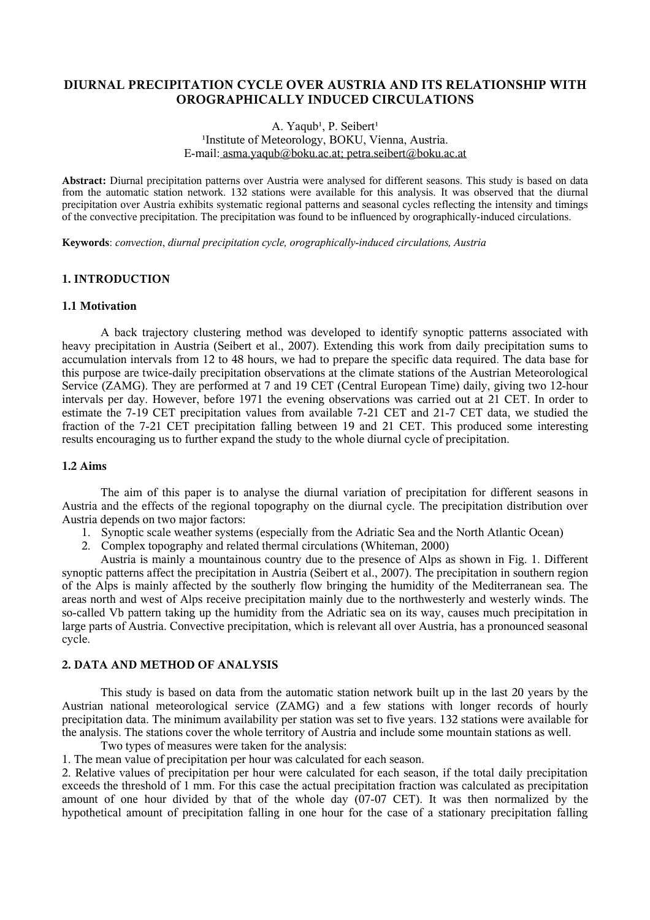# DIURNAL PRECIPITATION CYCLE OVER AUSTRIA AND ITS RELATIONSHIP WITH OROGRAPHICALLY INDUCED CIRCULATIONS

A. Yaqub[1], P. Seibert[1]

[1]Institute of Meteorology, BOKU, Vienna, Austria.

E-mail: asma.yaqub@boku.ac.at; petra.seibert@boku.ac.at

**Abstract:** Diurnal precipitation patterns over Austria were analysed for different seasons. This study is based on data from the automatic station network. 132 stations were available for this analysis. It was observed that the diurnal precipitation over Austria exhibits systematic regional patterns and seasonal cycles reflecting the intensity and timings of the convective precipitation. The precipitation was found to be influenced by orographically-induced circulations.

**Keywords**: *convection*, *diurnal precipitation cycle, orographically-induced circulations, Austria*

## 1. INTRODUCTION

### 1.1 Motivation

A back trajectory clustering method was developed to identify synoptic patterns associated with heavy precipitation in Austria (Seibert et al., 2007). Extending this work from daily precipitation sums to accumulation intervals from 12 to 48 hours, we had to prepare the specific data required. The data base for this purpose are twice-daily precipitation observations at the climate stations of the Austrian Meteorological Service (ZAMG). They are performed at 7 and 19 CET (Central European Time) daily, giving two 12-hour intervals per day. However, before 1971 the evening observations was carried out at 21 CET. In order to estimate the 7-19 CET precipitation values from available 7-21 CET and 21-7 CET data, we studied the fraction of the 7-21 CET precipitation falling between 19 and 21 CET. This produced some interesting results encouraging us to further expand the study to the whole diurnal cycle of precipitation.

### 1.2 Aims

The aim of this paper is to analyse the diurnal variation of precipitation for different seasons in Austria and the effects of the regional topography on the diurnal cycle. The precipitation distribution over Austria depends on two major factors:

1. Synoptic scale weather systems (especially from the Adriatic Sea and the North Atlantic Ocean)
2. Complex topography and related thermal circulations (Whiteman, 2000)

Austria is mainly a mountainous country due to the presence of Alps as shown in Fig. 1. Different synoptic patterns affect the precipitation in Austria (Seibert et al., 2007). The precipitation in southern region of the Alps is mainly affected by the southerly flow bringing the humidity of the Mediterranean sea. The areas north and west of Alps receive precipitation mainly due to the northwesterly and westerly winds. The so-called Vb pattern taking up the humidity from the Adriatic sea on its way, causes much precipitation in large parts of Austria. Convective precipitation, which is relevant all over Austria, has a pronounced seasonal cycle.

## 2. DATA AND METHOD OF ANALYSIS

This study is based on data from the automatic station network built up in the last 20 years by the Austrian national meteorological service (ZAMG) and a few stations with longer records of hourly precipitation data. The minimum availability per station was set to five years. 132 stations were available for the analysis. The stations cover the whole territory of Austria and include some mountain stations as well.

Two types of measures were taken for the analysis:

1. The mean value of precipitation per hour was calculated for each season.
2. Relative values of precipitation per hour were calculated for each season, if the total daily precipitation exceeds the threshold of 1 mm. For this case the actual precipitation fraction was calculated as precipitation amount of one hour divided by that of the whole day (07-07 CET). It was then normalized by the hypothetical amount of precipitation falling in one hour for the case of a stationary precipitation falling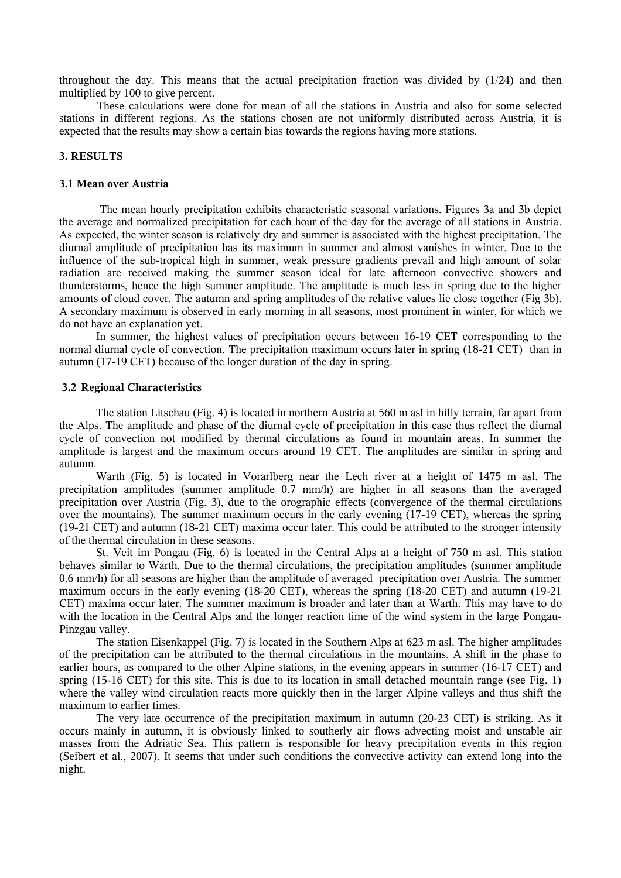throughout the day. This means that the actual precipitation fraction was divided by (1/24) and then multiplied by 100 to give percent.

These calculations were done for mean of all the stations in Austria and also for some selected stations in different regions. As the stations chosen are not uniformly distributed across Austria, it is expected that the results may show a certain bias towards the regions having more stations.

## 3. RESULTS

### 3.1 Mean over Austria

The mean hourly precipitation exhibits characteristic seasonal variations. Figures 3a and 3b depict the average and normalized precipitation for each hour of the day for the average of all stations in Austria. As expected, the winter season is relatively dry and summer is associated with the highest precipitation. The diurnal amplitude of precipitation has its maximum in summer and almost vanishes in winter. Due to the influence of the sub-tropical high in summer, weak pressure gradients prevail and high amount of solar radiation are received making the summer season ideal for late afternoon convective showers and thunderstorms, hence the high summer amplitude. The amplitude is much less in spring due to the higher amounts of cloud cover. The autumn and spring amplitudes of the relative values lie close together (Fig 3b). A secondary maximum is observed in early morning in all seasons, most prominent in winter, for which we do not have an explanation yet.

In summer, the highest values of precipitation occurs between 16-19 CET corresponding to the normal diurnal cycle of convection. The precipitation maximum occurs later in spring (18-21 CET) than in autumn (17-19 CET) because of the longer duration of the day in spring.

### 3.2 Regional Characteristics

The station Litschau (Fig. 4) is located in northern Austria at 560 m asl in hilly terrain, far apart from the Alps. The amplitude and phase of the diurnal cycle of precipitation in this case thus reflect the diurnal cycle of convection not modified by thermal circulations as found in mountain areas. In summer the amplitude is largest and the maximum occurs around 19 CET. The amplitudes are similar in spring and autumn.

Warth (Fig. 5) is located in Vorarlberg near the Lech river at a height of 1475 m asl. The precipitation amplitudes (summer amplitude 0.7 mm/h) are higher in all seasons than the averaged precipitation over Austria (Fig. 3), due to the orographic effects (convergence of the thermal circulations over the mountains). The summer maximum occurs in the early evening (17-19 CET), whereas the spring (19-21 CET) and autumn (18-21 CET) maxima occur later. This could be attributed to the stronger intensity of the thermal circulation in these seasons.

St. Veit im Pongau (Fig. 6) is located in the Central Alps at a height of 750 m asl. This station behaves similar to Warth. Due to the thermal circulations, the precipitation amplitudes (summer amplitude 0.6 mm/h) for all seasons are higher than the amplitude of averaged precipitation over Austria. The summer maximum occurs in the early evening (18-20 CET), whereas the spring (18-20 CET) and autumn (19-21 CET) maxima occur later. The summer maximum is broader and later than at Warth. This may have to do with the location in the Central Alps and the longer reaction time of the wind system in the large Pongau-Pinzgau valley.

The station Eisenkappel (Fig. 7) is located in the Southern Alps at 623 m asl. The higher amplitudes of the precipitation can be attributed to the thermal circulations in the mountains. A shift in the phase to earlier hours, as compared to the other Alpine stations, in the evening appears in summer (16-17 CET) and spring (15-16 CET) for this site. This is due to its location in small detached mountain range (see Fig. 1) where the valley wind circulation reacts more quickly then in the larger Alpine valleys and thus shift the maximum to earlier times.

The very late occurrence of the precipitation maximum in autumn (20-23 CET) is striking. As it occurs mainly in autumn, it is obviously linked to southerly air flows advecting moist and unstable air masses from the Adriatic Sea. This pattern is responsible for heavy precipitation events in this region (Seibert et al., 2007). It seems that under such conditions the convective activity can extend long into the night.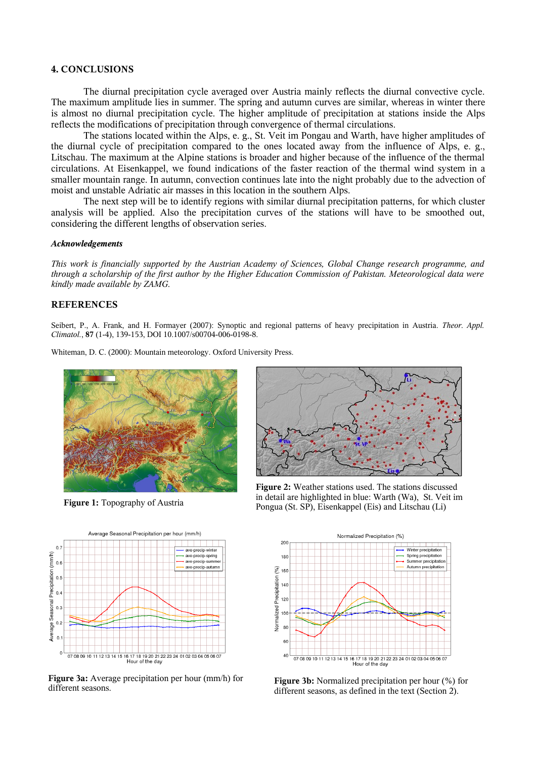## 4. CONCLUSIONS

The diurnal precipitation cycle averaged over Austria mainly reflects the diurnal convective cycle. The maximum amplitude lies in summer. The spring and autumn curves are similar, whereas in winter there is almost no diurnal precipitation cycle. The higher amplitude of precipitation at stations inside the Alps reflects the modifications of precipitation through convergence of thermal circulations.

The stations located within the Alps, e. g., St. Veit im Pongau and Warth, have higher amplitudes of the diurnal cycle of precipitation compared to the ones located away from the influence of Alps, e. g., Litschau. The maximum at the Alpine stations is broader and higher because of the influence of the thermal circulations. At Eisenkappel, we found indications of the faster reaction of the thermal wind system in a smaller mountain range. In autumn, convection continues late into the night probably due to the advection of moist and unstable Adriatic air masses in this location in the southern Alps.

The next step will be to identify regions with similar diurnal precipitation patterns, for which cluster analysis will be applied. Also the precipitation curves of the stations will have to be smoothed out, considering the different lengths of observation series.

### *Acknowledgements*

*This work is financially supported by the Austrian Academy of Sciences, Global Change research programme, and through a scholarship of the first author by the Higher Education Commission of Pakistan. Meteorological data were kindly made available by ZAMG.*

## REFERENCES

Seibert, P., A. Frank, and H. Formayer (2007): Synoptic and regional patterns of heavy precipitation in Austria. *Theor. Appl. Climatol.*, **87** (1-4), 139-153, DOI 10.1007/s00704-006-0198-8.

Whiteman, D. C. (2000): Mountain meteorology. Oxford University Press.

**Figure 1:** Topography of Austria

**Figure 2:** Weather stations used. The stations discussed in detail are highlighted in blue: Warth (Wa), St. Veit im Pongua (St. SP), Eisenkappel (Eis) and Litschau (Li)

**Figure 3a:** Average precipitation per hour (mm/h) for different seasons.

**Figure 3b:** Normalized precipitation per hour (%) for different seasons, as defined in the text (Section 2).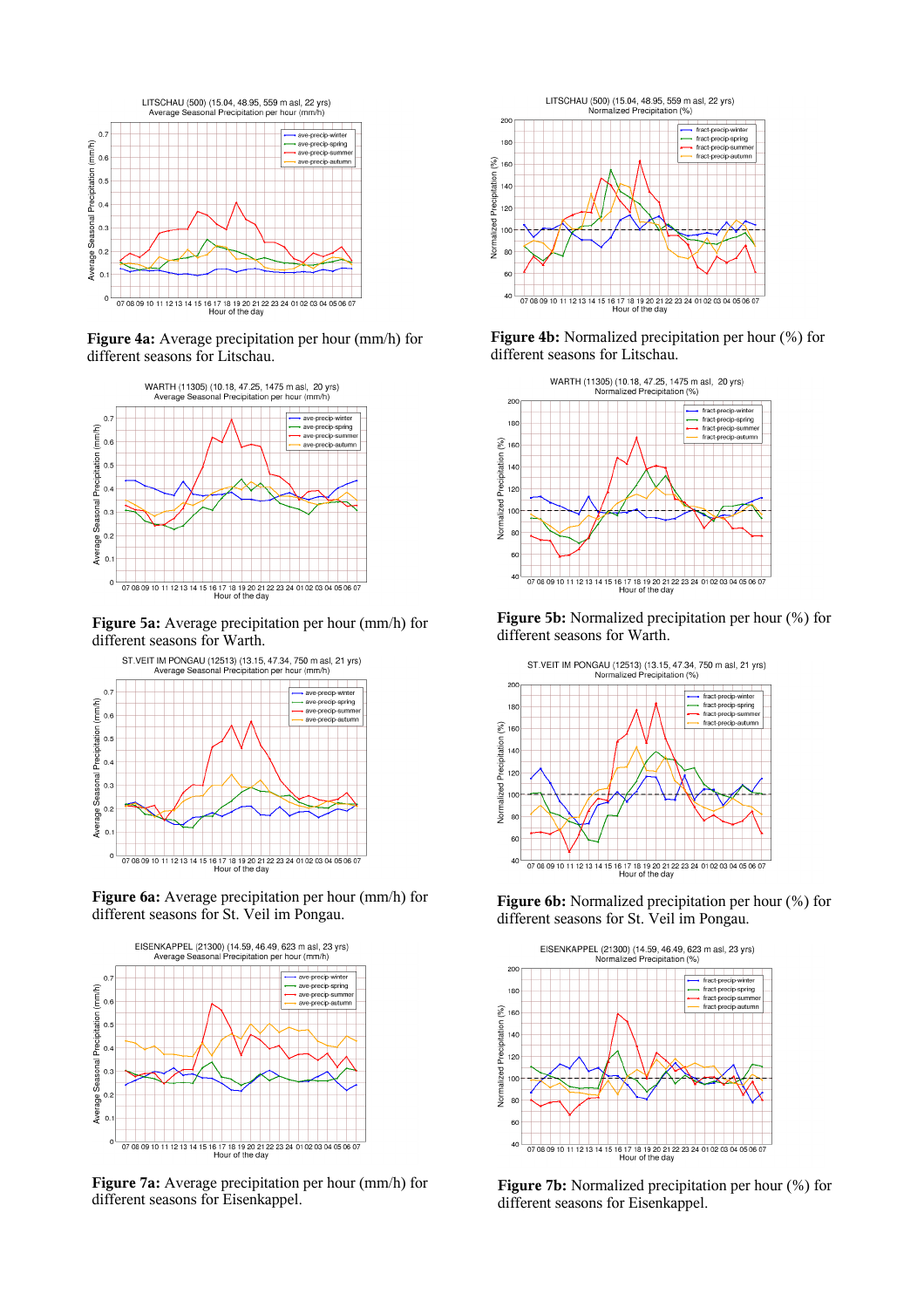LITSCHAU (500) (15.04, 48.95, 559 m asl, 22 yrs)
Average Seasonal Precipitation per hour (mm/h)

Average Seasonal Precipitation (mm/h)

0.7
0.6
0.5
0.4
0.3
0.2
0.1
0

07 08 09 10 11 12 13 14 15 16 17 18 19 20 21 22 23 24 01 02 03 04 05 06 07
Hour of the day

ave-precip-winter
ave-precip-spring
ave-precip-summer
ave-precip-autumn

**Figure 4a:** Average precipitation per hour (mm/h) for different seasons for Litschau.

LITSCHAU (500) (15.04, 48.95, 559 m asl, 22 yrs)
Normalized Precipitation (%)

Normalized Precipitation (%)

200
180
160
140
120
100
80
60
40

07 08 09 10 11 12 13 14 15 16 17 18 19 20 21 22 23 24 01 02 03 04 05 06 07
Hour of the day

fract-precip-winter
fract-precip-spring
fract-precip-summer
fract-precip-autumn

**Figure 4b:** Normalized precipitation per hour (%) for different seasons for Litschau.

WARTH (11305) (10.18, 47.25, 1475 m asl, 20 yrs)
Average Seasonal Precipitation per hour (mm/h)

Average Seasonal Precipitation (mm/h)

0.7
0.6
0.5
0.4
0.3
0.2
0.1
0

07 08 09 10 11 12 13 14 15 16 17 18 19 20 21 22 23 24 01 02 03 04 05 06 07
Hour of the day

ave-precip-winter
ave-precip-spring
ave-precip-summer
ave-precip-autumn

**Figure 5a:** Average precipitation per hour (mm/h) for different seasons for Warth.

WARTH (11305) (10.18, 47.25, 1475 m asl, 20 yrs)
Normalized Precipitation (%)

Normalized Precipitation (%)

200
180
160
140
120
100
80
60
40

07 08 09 10 11 12 13 14 15 16 17 18 19 20 21 22 23 24 01 02 03 04 05 06 07
Hour of the day

fract-precip-winter
fract-precip-spring
fract-precip-summer
fract-precip-autumn

**Figure 5b:** Normalized precipitation per hour (%) for different seasons for Warth.

ST.VEIT IM PONGAU (12513) (13.15, 47.34, 750 m asl, 21 yrs)
Average Seasonal Precipitation per hour (mm/h)

Average Seasonal Precipitation (mm/h)

0.7
0.6
0.5
0.4
0.3
0.2
0.1
0

07 08 09 10 11 12 13 14 15 16 17 18 19 20 21 22 23 24 01 02 03 04 05 06 07
Hour of the day

ave-precip-winter
ave-precip-spring
ave-precip-summer
ave-precip-autumn

**Figure 6a:** Average precipitation per hour (mm/h) for different seasons for St. Veil im Pongau.

ST.VEIT IM PONGAU (12513) (13.15, 47.34, 750 m asl, 21 yrs)
Normalized Precipitation (%)

Normalized Precipitation (%)

200
180
160
140
120
100
80
60
40

07 08 09 10 11 12 13 14 15 16 17 18 19 20 21 22 23 24 01 02 03 04 05 06 07
Hour of the day

fract-precip-winter
fract-precip-spring
fract-precip-summer
fract-precip-autumn

**Figure 6b:** Normalized precipitation per hour (%) for different seasons for St. Veil im Pongau.

EISENKAPPEL (21300) (14.59, 46.49, 623 m asl, 23 yrs)
Average Seasonal Precipitation per hour (mm/h)

Average Seasonal Precipitation (mm/h)

0.7
0.6
0.5
0.4
0.3
0.2
0.1
0

07 08 09 10 11 12 13 14 15 16 17 18 19 20 21 22 23 24 01 02 03 04 05 06 07
Hour of the day

ave-precip-winter
ave-precip-spring
ave-precip-summer
ave-precip-autumn

**Figure 7a:** Average precipitation per hour (mm/h) for different seasons for Eisenkappel.

EISENKAPPEL (21300) (14.59, 46.49, 623 m asl, 23 yrs)
Normalized Precipitation (%)

Normalized Precipitation (%)

200
180
160
140
120
100
80
60
40

07 08 09 10 11 12 13 14 15 16 17 18 19 20 21 22 23 24 01 02 03 04 05 06 07
Hour of the day

fract-precip-winter
fract-precip-spring
fract-precip-summer
fract-precip-autumn

**Figure 7b:** Normalized precipitation per hour (%) for different seasons for Eisenkappel.